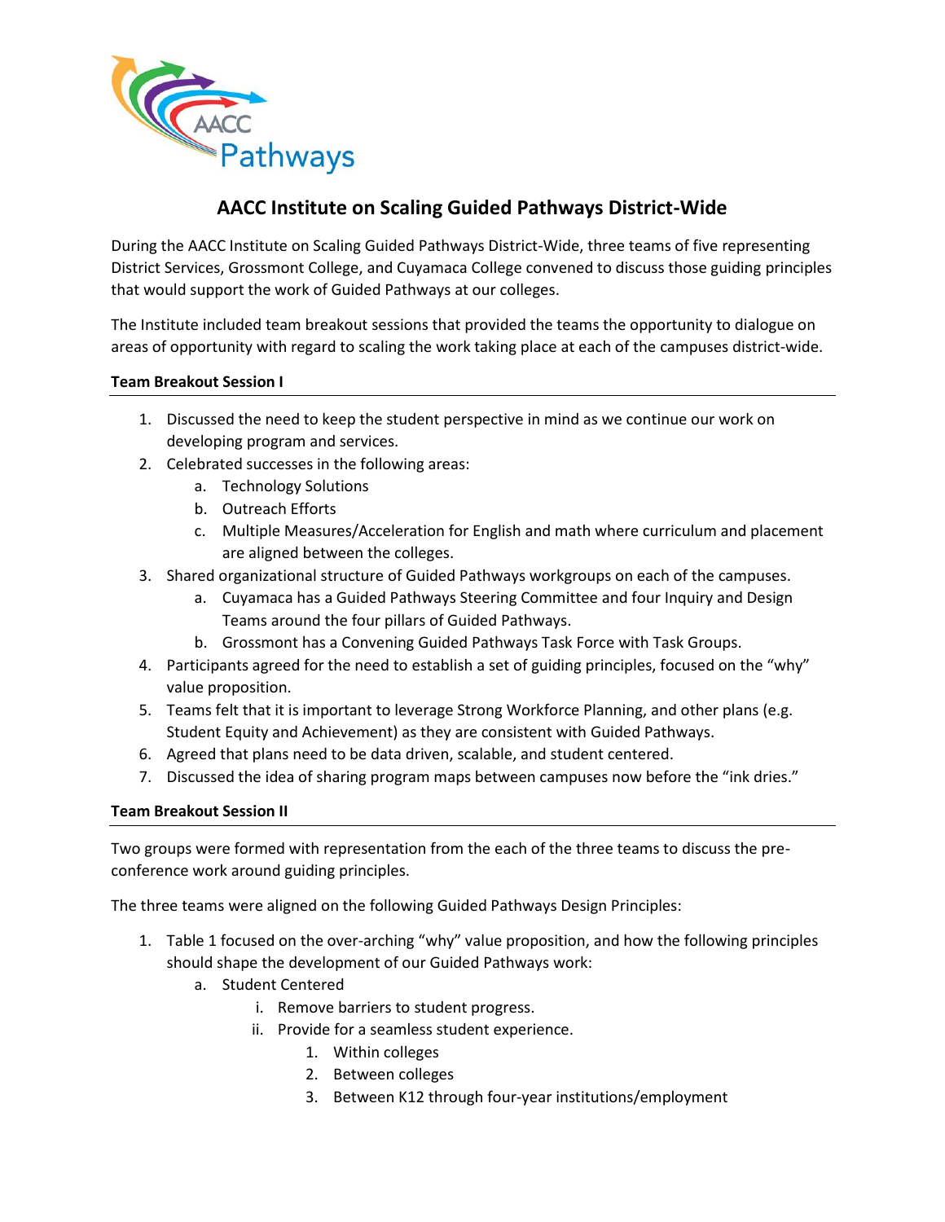# AACC Institute on Scaling Guided Pathways District-Wide

During the AACC Institute on Scaling Guided Pathways District-Wide, three teams of five representing District Services, Grossmont College, and Cuyamaca College convened to discuss those guiding principles that would support the work of Guided Pathways at our colleges.

The Institute included team breakout sessions that provided the teams the opportunity to dialogue on areas of opportunity with regard to scaling the work taking place at each of the campuses district-wide.

**Team Breakout Session I**

1. Discussed the need to keep the student perspective in mind as we continue our work on developing program and services.
2. Celebrated successes in the following areas:
   a. Technology Solutions
   b. Outreach Efforts
   c. Multiple Measures/Acceleration for English and math where curriculum and placement are aligned between the colleges.
3. Shared organizational structure of Guided Pathways workgroups on each of the campuses.
   a. Cuyamaca has a Guided Pathways Steering Committee and four Inquiry and Design Teams around the four pillars of Guided Pathways.
   b. Grossmont has a Convening Guided Pathways Task Force with Task Groups.
4. Participants agreed for the need to establish a set of guiding principles, focused on the "why" value proposition.
5. Teams felt that it is important to leverage Strong Workforce Planning, and other plans (e.g. Student Equity and Achievement) as they are consistent with Guided Pathways.
6. Agreed that plans need to be data driven, scalable, and student centered.
7. Discussed the idea of sharing program maps between campuses now before the "ink dries."

**Team Breakout Session II**

Two groups were formed with representation from the each of the three teams to discuss the pre-conference work around guiding principles.

The three teams were aligned on the following Guided Pathways Design Principles:

1. Table 1 focused on the over-arching "why" value proposition, and how the following principles should shape the development of our Guided Pathways work:
   a. Student Centered
      i. Remove barriers to student progress.
      ii. Provide for a seamless student experience.
         1. Within colleges
         2. Between colleges
         3. Between K12 through four-year institutions/employment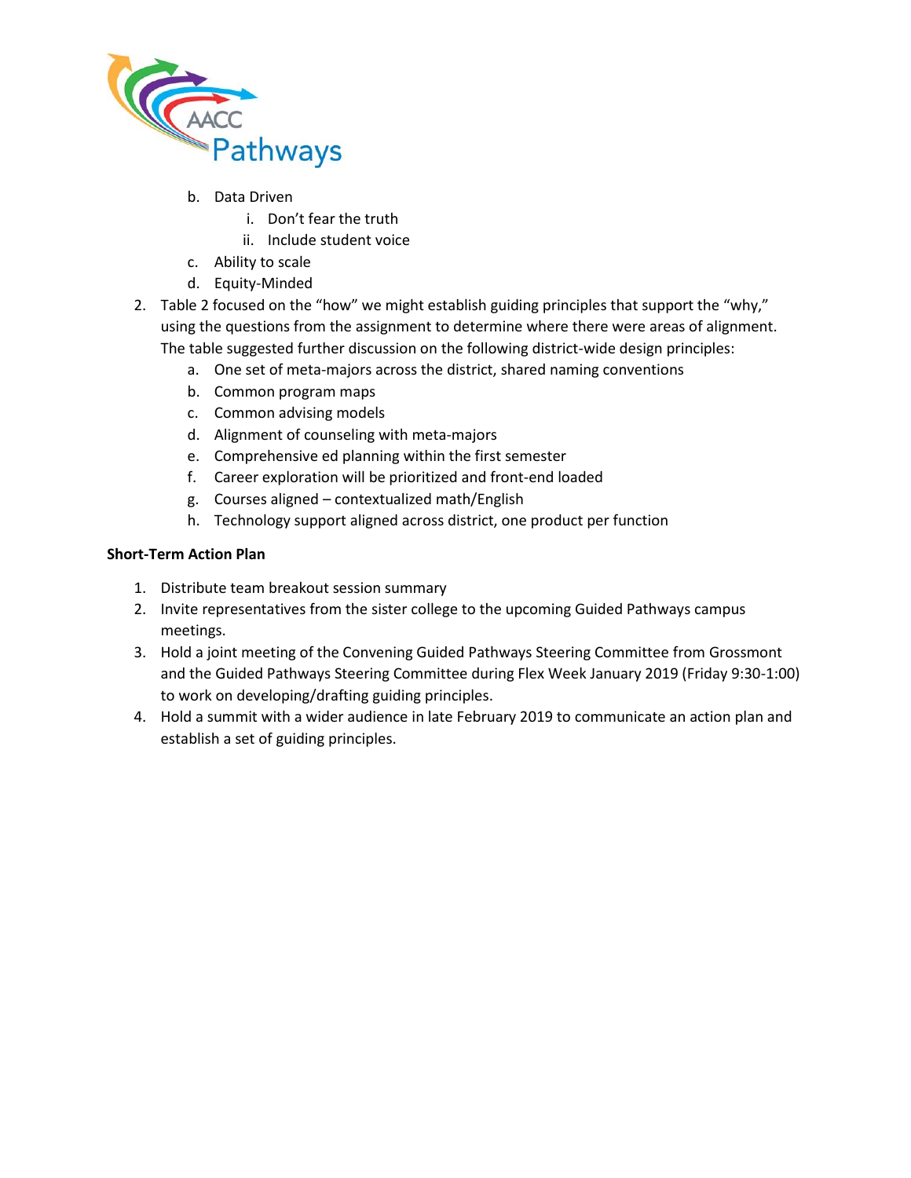b. Data Driven
      i. Don't fear the truth
      ii. Include student voice
   c. Ability to scale
   d. Equity-Minded
2. Table 2 focused on the "how" we might establish guiding principles that support the "why," using the questions from the assignment to determine where there were areas of alignment. The table suggested further discussion on the following district-wide design principles:
   a. One set of meta-majors across the district, shared naming conventions
   b. Common program maps
   c. Common advising models
   d. Alignment of counseling with meta-majors
   e. Comprehensive ed planning within the first semester
   f. Career exploration will be prioritized and front-end loaded
   g. Courses aligned – contextualized math/English
   h. Technology support aligned across district, one product per function

**Short-Term Action Plan**

1. Distribute team breakout session summary
2. Invite representatives from the sister college to the upcoming Guided Pathways campus meetings.
3. Hold a joint meeting of the Convening Guided Pathways Steering Committee from Grossmont and the Guided Pathways Steering Committee during Flex Week January 2019 (Friday 9:30-1:00) to work on developing/drafting guiding principles.
4. Hold a summit with a wider audience in late February 2019 to communicate an action plan and establish a set of guiding principles.